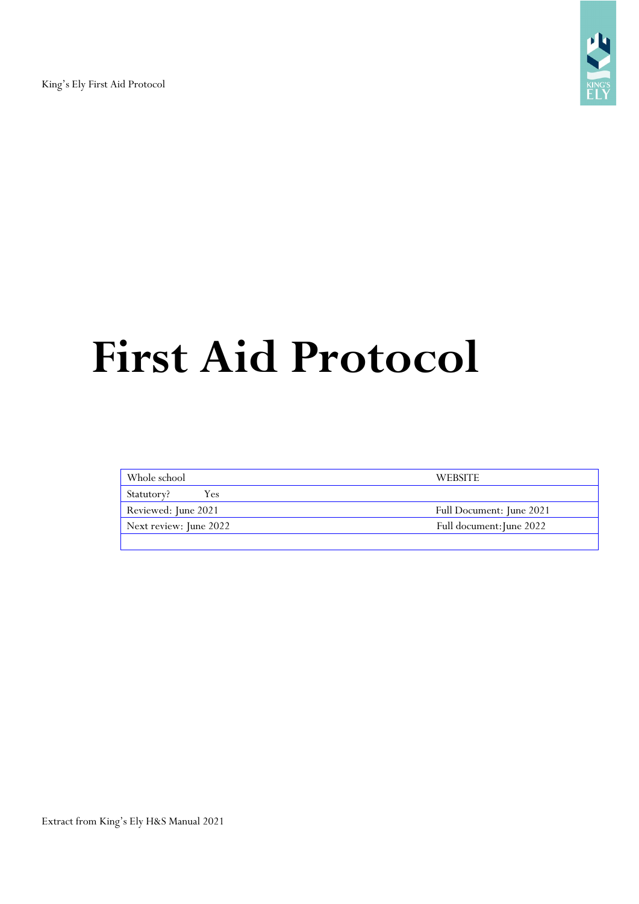# First Aid Protocol

| Whole school | WEBSITE |
|---|---|
| Statutory? Yes | |
| Reviewed: June 2021 | Full Document: June 2021 |
| Next review: June 2022 | Full document: June 2022 |
| | |

Extract from King's Ely H&S Manual 2021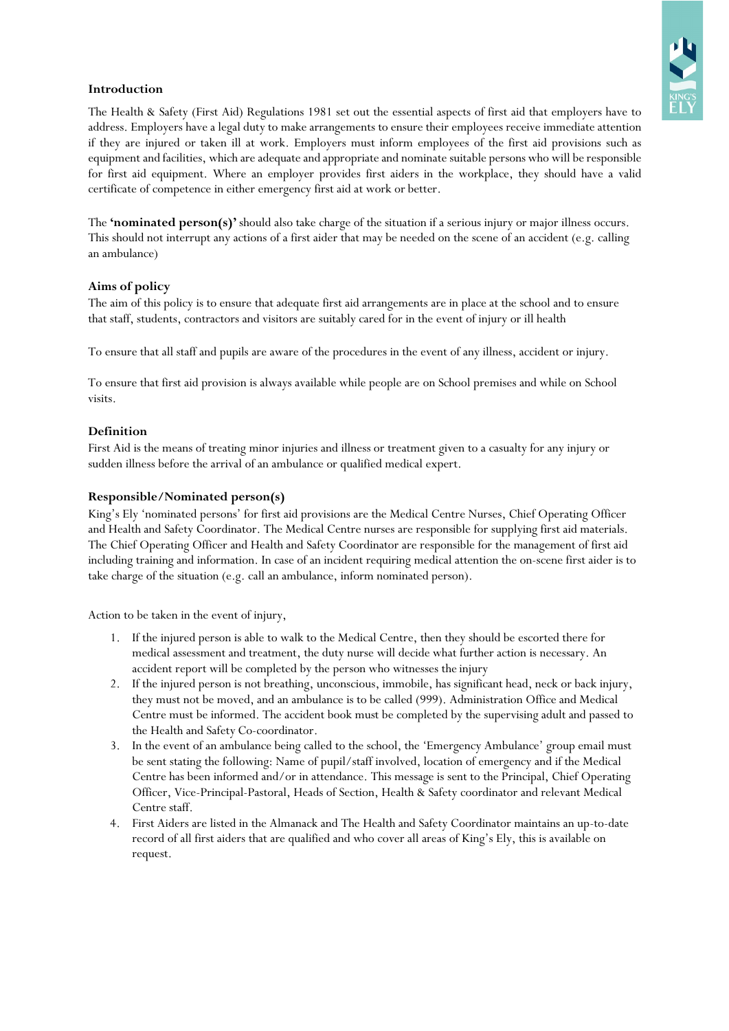## Introduction

The Health & Safety (First Aid) Regulations 1981 set out the essential aspects of first aid that employers have to address. Employers have a legal duty to make arrangements to ensure their employees receive immediate attention if they are injured or taken ill at work. Employers must inform employees of the first aid provisions such as equipment and facilities, which are adequate and appropriate and nominate suitable persons who will be responsible for first aid equipment. Where an employer provides first aiders in the workplace, they should have a valid certificate of competence in either emergency first aid at work or better.

The **'nominated person(s)'** should also take charge of the situation if a serious injury or major illness occurs. This should not interrupt any actions of a first aider that may be needed on the scene of an accident (e.g. calling an ambulance)

## Aims of policy

The aim of this policy is to ensure that adequate first aid arrangements are in place at the school and to ensure that staff, students, contractors and visitors are suitably cared for in the event of injury or ill health

To ensure that all staff and pupils are aware of the procedures in the event of any illness, accident or injury.

To ensure that first aid provision is always available while people are on School premises and while on School visits.

## Definition

First Aid is the means of treating minor injuries and illness or treatment given to a casualty for any injury or sudden illness before the arrival of an ambulance or qualified medical expert.

## Responsible/Nominated person(s)

King's Ely 'nominated persons' for first aid provisions are the Medical Centre Nurses, Chief Operating Officer and Health and Safety Coordinator. The Medical Centre nurses are responsible for supplying first aid materials. The Chief Operating Officer and Health and Safety Coordinator are responsible for the management of first aid including training and information. In case of an incident requiring medical attention the on-scene first aider is to take charge of the situation (e.g. call an ambulance, inform nominated person).

Action to be taken in the event of injury,

1. If the injured person is able to walk to the Medical Centre, then they should be escorted there for medical assessment and treatment, the duty nurse will decide what further action is necessary. An accident report will be completed by the person who witnesses the injury
2. If the injured person is not breathing, unconscious, immobile, has significant head, neck or back injury, they must not be moved, and an ambulance is to be called (999). Administration Office and Medical Centre must be informed. The accident book must be completed by the supervising adult and passed to the Health and Safety Co-coordinator.
3. In the event of an ambulance being called to the school, the 'Emergency Ambulance' group email must be sent stating the following: Name of pupil/staff involved, location of emergency and if the Medical Centre has been informed and/or in attendance. This message is sent to the Principal, Chief Operating Officer, Vice-Principal-Pastoral, Heads of Section, Health & Safety coordinator and relevant Medical Centre staff.
4. First Aiders are listed in the Almanack and The Health and Safety Coordinator maintains an up-to-date record of all first aiders that are qualified and who cover all areas of King's Ely, this is available on request.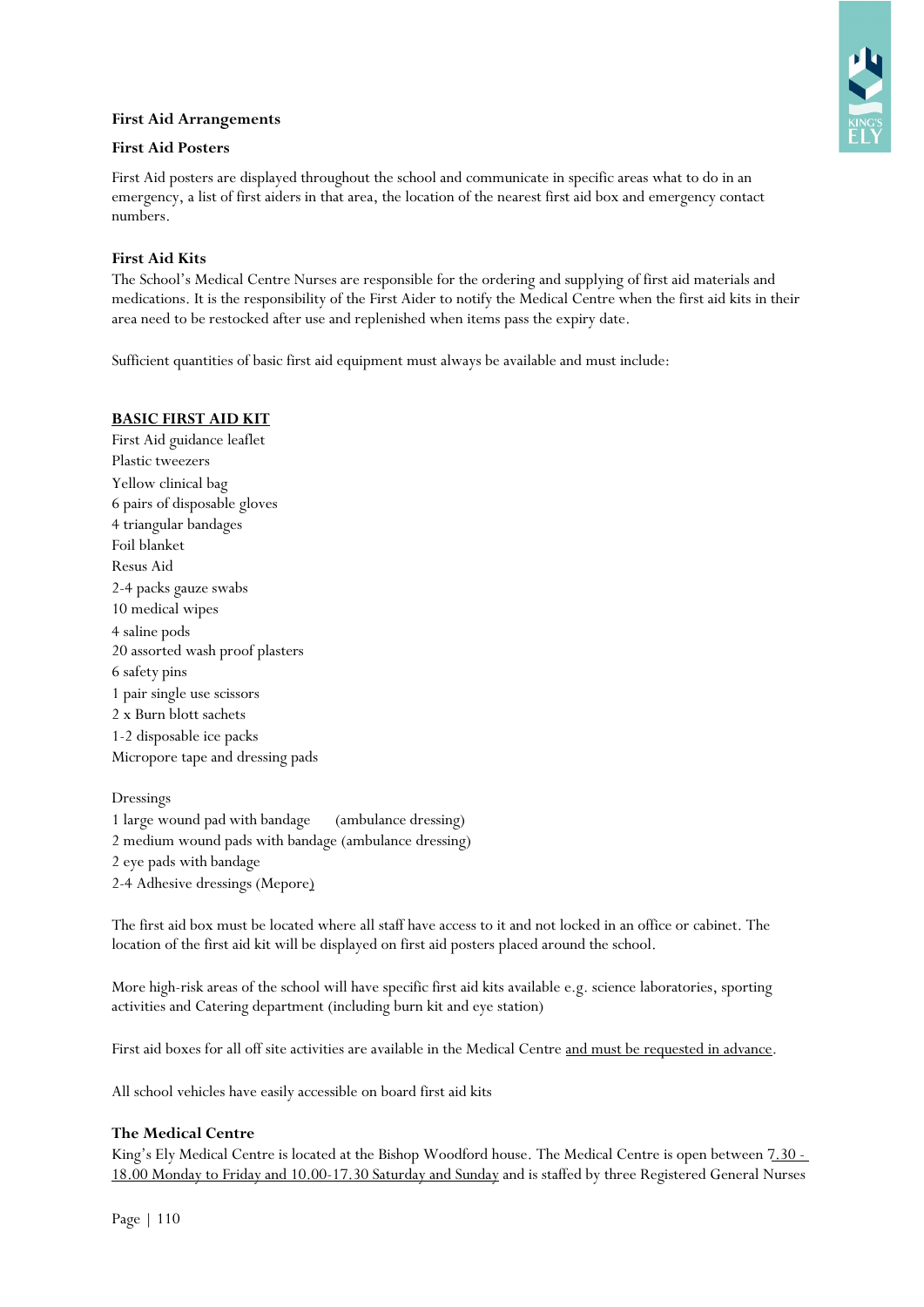## First Aid Arrangements

### First Aid Posters

First Aid posters are displayed throughout the school and communicate in specific areas what to do in an emergency, a list of first aiders in that area, the location of the nearest first aid box and emergency contact numbers.

### First Aid Kits

The School's Medical Centre Nurses are responsible for the ordering and supplying of first aid materials and medications. It is the responsibility of the First Aider to notify the Medical Centre when the first aid kits in their area need to be restocked after use and replenished when items pass the expiry date.

Sufficient quantities of basic first aid equipment must always be available and must include:

**BASIC FIRST AID KIT**

First Aid guidance leaflet
Plastic tweezers
Yellow clinical bag
6 pairs of disposable gloves
4 triangular bandages
Foil blanket
Resus Aid
2-4 packs gauze swabs
10 medical wipes
4 saline pods
20 assorted wash proof plasters
6 safety pins
1 pair single use scissors
2 x Burn blott sachets
1-2 disposable ice packs
Micropore tape and dressing pads

Dressings
1 large wound pad with bandage (ambulance dressing)
2 medium wound pads with bandage (ambulance dressing)
2 eye pads with bandage
2-4 Adhesive dressings (Mepore)

The first aid box must be located where all staff have access to it and not locked in an office or cabinet. The location of the first aid kit will be displayed on first aid posters placed around the school.

More high-risk areas of the school will have specific first aid kits available e.g. science laboratories, sporting activities and Catering department (including burn kit and eye station)

First aid boxes for all off site activities are available in the Medical Centre and must be requested in advance.

All school vehicles have easily accessible on board first aid kits

### The Medical Centre

King's Ely Medical Centre is located at the Bishop Woodford house. The Medical Centre is open between 7.30 - 18.00 Monday to Friday and 10.00-17.30 Saturday and Sunday and is staffed by three Registered General Nurses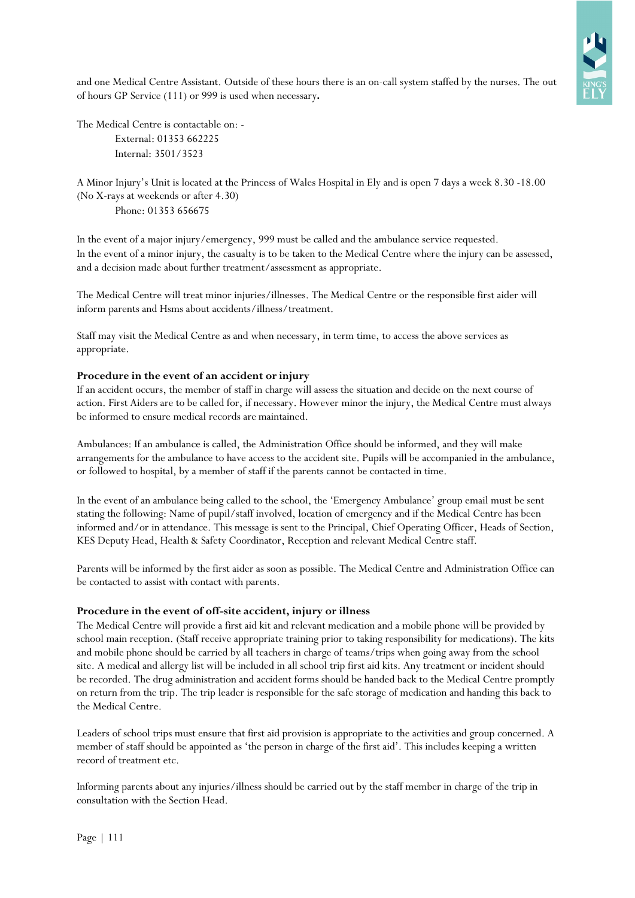and one Medical Centre Assistant. Outside of these hours there is an on-call system staffed by the nurses. The out of hours GP Service (111) or 999 is used when necessary**.**

The Medical Centre is contactable on: -

External: 01353 662225

Internal: 3501/3523

A Minor Injury's Unit is located at the Princess of Wales Hospital in Ely and is open 7 days a week 8.30 -18.00 (No X-rays at weekends or after 4.30)

Phone: 01353 656675

In the event of a major injury/emergency, 999 must be called and the ambulance service requested.
In the event of a minor injury, the casualty is to be taken to the Medical Centre where the injury can be assessed, and a decision made about further treatment/assessment as appropriate.

The Medical Centre will treat minor injuries/illnesses. The Medical Centre or the responsible first aider will inform parents and Hsms about accidents/illness/treatment.

Staff may visit the Medical Centre as and when necessary, in term time, to access the above services as appropriate.

**Procedure in the event of an accident or injury**

If an accident occurs, the member of staff in charge will assess the situation and decide on the next course of action. First Aiders are to be called for, if necessary. However minor the injury, the Medical Centre must always be informed to ensure medical records are maintained.

Ambulances: If an ambulance is called, the Administration Office should be informed, and they will make arrangements for the ambulance to have access to the accident site. Pupils will be accompanied in the ambulance, or followed to hospital, by a member of staff if the parents cannot be contacted in time.

In the event of an ambulance being called to the school, the 'Emergency Ambulance' group email must be sent stating the following: Name of pupil/staff involved, location of emergency and if the Medical Centre has been informed and/or in attendance. This message is sent to the Principal, Chief Operating Officer, Heads of Section, KES Deputy Head, Health & Safety Coordinator, Reception and relevant Medical Centre staff.

Parents will be informed by the first aider as soon as possible. The Medical Centre and Administration Office can be contacted to assist with contact with parents.

**Procedure in the event of off-site accident, injury or illness**

The Medical Centre will provide a first aid kit and relevant medication and a mobile phone will be provided by school main reception. (Staff receive appropriate training prior to taking responsibility for medications). The kits and mobile phone should be carried by all teachers in charge of teams/trips when going away from the school site. A medical and allergy list will be included in all school trip first aid kits. Any treatment or incident should be recorded. The drug administration and accident forms should be handed back to the Medical Centre promptly on return from the trip. The trip leader is responsible for the safe storage of medication and handing this back to the Medical Centre.

Leaders of school trips must ensure that first aid provision is appropriate to the activities and group concerned. A member of staff should be appointed as 'the person in charge of the first aid'. This includes keeping a written record of treatment etc.

Informing parents about any injuries/illness should be carried out by the staff member in charge of the trip in consultation with the Section Head.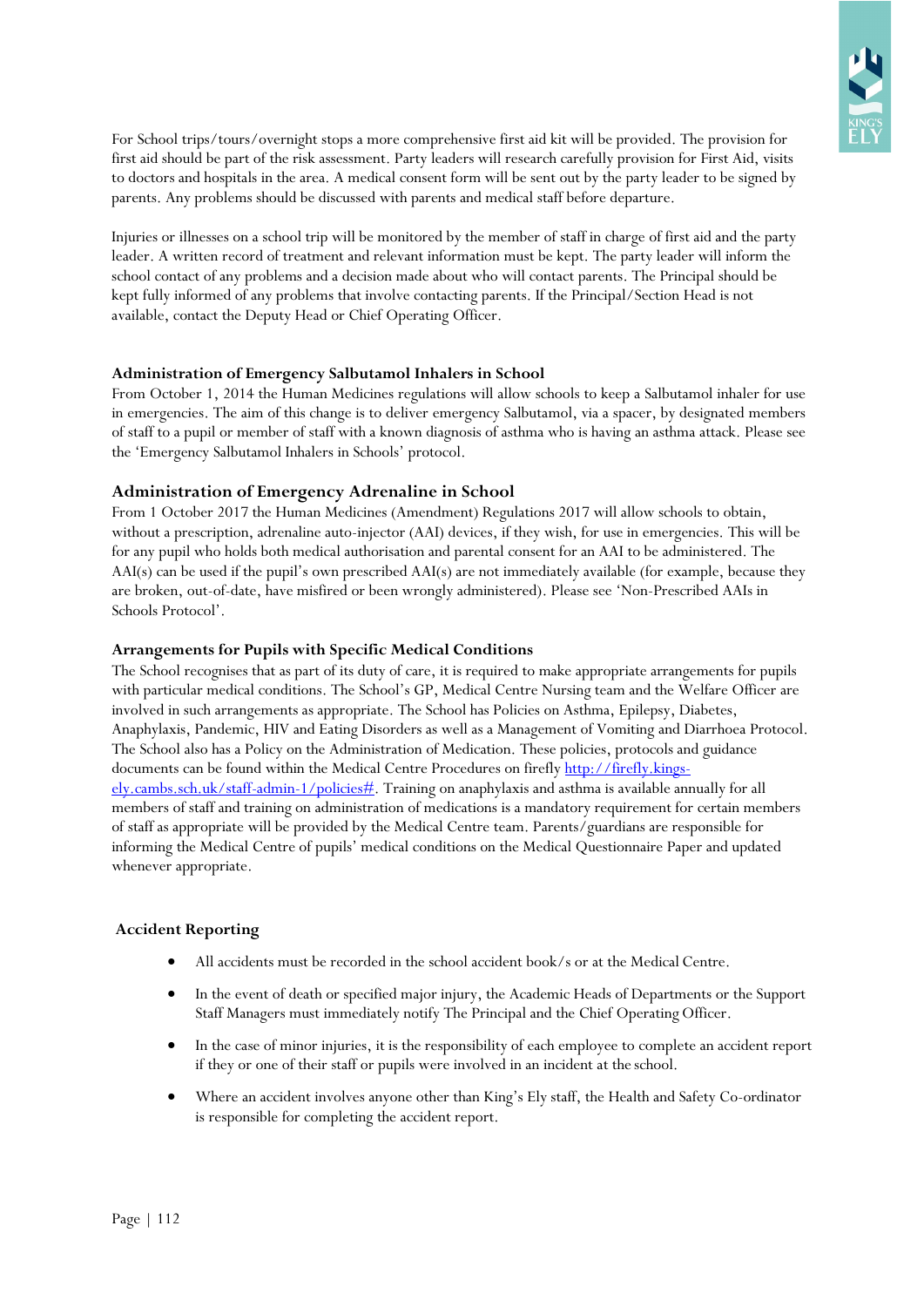For School trips/tours/overnight stops a more comprehensive first aid kit will be provided. The provision for first aid should be part of the risk assessment. Party leaders will research carefully provision for First Aid, visits to doctors and hospitals in the area. A medical consent form will be sent out by the party leader to be signed by parents. Any problems should be discussed with parents and medical staff before departure.

Injuries or illnesses on a school trip will be monitored by the member of staff in charge of first aid and the party leader. A written record of treatment and relevant information must be kept. The party leader will inform the school contact of any problems and a decision made about who will contact parents. The Principal should be kept fully informed of any problems that involve contacting parents. If the Principal/Section Head is not available, contact the Deputy Head or Chief Operating Officer.

**Administration of Emergency Salbutamol Inhalers in School**

From October 1, 2014 the Human Medicines regulations will allow schools to keep a Salbutamol inhaler for use in emergencies. The aim of this change is to deliver emergency Salbutamol, via a spacer, by designated members of staff to a pupil or member of staff with a known diagnosis of asthma who is having an asthma attack. Please see the 'Emergency Salbutamol Inhalers in Schools' protocol.

**Administration of Emergency Adrenaline in School**

From 1 October 2017 the Human Medicines (Amendment) Regulations 2017 will allow schools to obtain, without a prescription, adrenaline auto-injector (AAI) devices, if they wish, for use in emergencies. This will be for any pupil who holds both medical authorisation and parental consent for an AAI to be administered. The AAI(s) can be used if the pupil's own prescribed AAI(s) are not immediately available (for example, because they are broken, out-of-date, have misfired or been wrongly administered). Please see 'Non-Prescribed AAIs in Schools Protocol'.

**Arrangements for Pupils with Specific Medical Conditions**

The School recognises that as part of its duty of care, it is required to make appropriate arrangements for pupils with particular medical conditions. The School's GP, Medical Centre Nursing team and the Welfare Officer are involved in such arrangements as appropriate. The School has Policies on Asthma, Epilepsy, Diabetes, Anaphylaxis, Pandemic, HIV and Eating Disorders as well as a Management of Vomiting and Diarrhoea Protocol. The School also has a Policy on the Administration of Medication. These policies, protocols and guidance documents can be found within the Medical Centre Procedures on firefly [http://firefly.kings-ely.cambs.sch.uk/staff-admin-1/policies#](http://firefly.kings-ely.cambs.sch.uk/staff-admin-1/policies#). Training on anaphylaxis and asthma is available annually for all members of staff and training on administration of medications is a mandatory requirement for certain members of staff as appropriate will be provided by the Medical Centre team. Parents/guardians are responsible for informing the Medical Centre of pupils' medical conditions on the Medical Questionnaire Paper and updated whenever appropriate.

**Accident Reporting**

- All accidents must be recorded in the school accident book/s or at the Medical Centre.
- In the event of death or specified major injury, the Academic Heads of Departments or the Support Staff Managers must immediately notify The Principal and the Chief Operating Officer.
- In the case of minor injuries, it is the responsibility of each employee to complete an accident report if they or one of their staff or pupils were involved in an incident at the school.
- Where an accident involves anyone other than King's Ely staff, the Health and Safety Co-ordinator is responsible for completing the accident report.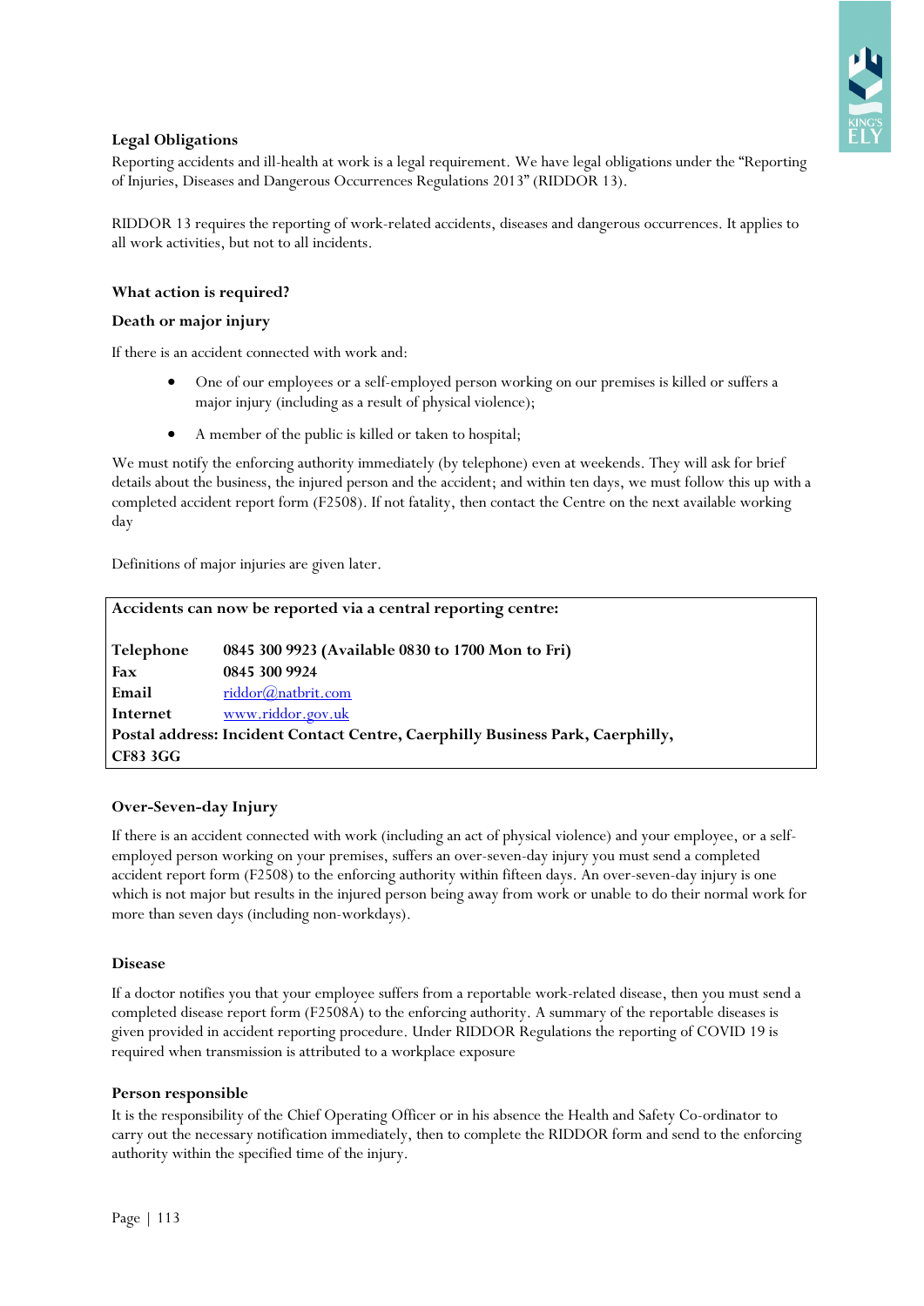### Legal Obligations

Reporting accidents and ill-health at work is a legal requirement. We have legal obligations under the "Reporting of Injuries, Diseases and Dangerous Occurrences Regulations 2013" (RIDDOR 13).

RIDDOR 13 requires the reporting of work-related accidents, diseases and dangerous occurrences. It applies to all work activities, but not to all incidents.

### What action is required?

#### Death or major injury

If there is an accident connected with work and:

- One of our employees or a self-employed person working on our premises is killed or suffers a major injury (including as a result of physical violence);
- A member of the public is killed or taken to hospital;

We must notify the enforcing authority immediately (by telephone) even at weekends. They will ask for brief details about the business, the injured person and the accident; and within ten days, we must follow this up with a completed accident report form (F2508). If not fatality, then contact the Centre on the next available working day

Definitions of major injuries are given later.

| **Accidents can now be reported via a central reporting centre:** | |
|---|---|
| **Telephone** | **0845 300 9923 (Available 0830 to 1700 Mon to Fri)** |
| **Fax** | **0845 300 9924** |
| **Email** | riddor@natbrit.com |
| **Internet** | www.riddor.gov.uk |
| **Postal address: Incident Contact Centre, Caerphilly Business Park, Caerphilly, CF83 3GG** | |

#### Over-Seven-day Injury

If there is an accident connected with work (including an act of physical violence) and your employee, or a self-employed person working on your premises, suffers an over-seven-day injury you must send a completed accident report form (F2508) to the enforcing authority within fifteen days. An over-seven-day injury is one which is not major but results in the injured person being away from work or unable to do their normal work for more than seven days (including non-workdays).

#### Disease

If a doctor notifies you that your employee suffers from a reportable work-related disease, then you must send a completed disease report form (F2508A) to the enforcing authority. A summary of the reportable diseases is given provided in accident reporting procedure. Under RIDDOR Regulations the reporting of COVID 19 is required when transmission is attributed to a workplace exposure

#### Person responsible

It is the responsibility of the Chief Operating Officer or in his absence the Health and Safety Co-ordinator to carry out the necessary notification immediately, then to complete the RIDDOR form and send to the enforcing authority within the specified time of the injury.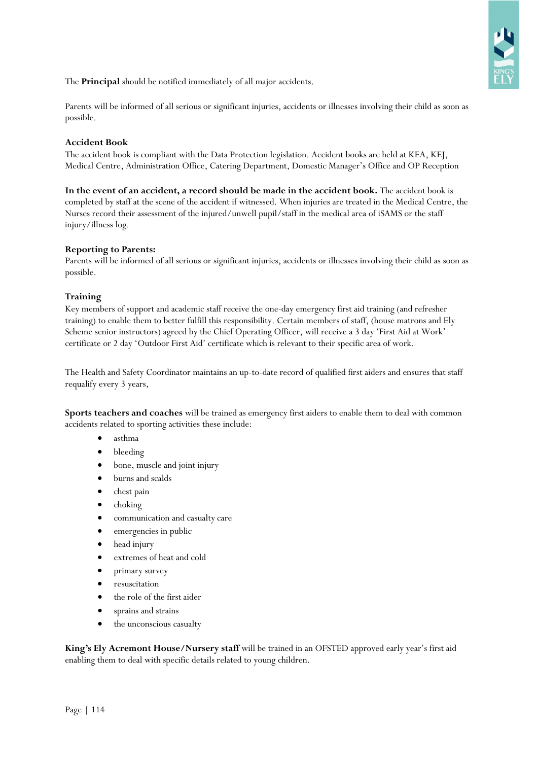The **Principal** should be notified immediately of all major accidents.

Parents will be informed of all serious or significant injuries, accidents or illnesses involving their child as soon as possible.

**Accident Book**

The accident book is compliant with the Data Protection legislation. Accident books are held at KEA, KEJ, Medical Centre, Administration Office, Catering Department, Domestic Manager's Office and OP Reception

**In the event of an accident, a record should be made in the accident book.** The accident book is completed by staff at the scene of the accident if witnessed. When injuries are treated in the Medical Centre, the Nurses record their assessment of the injured/unwell pupil/staff in the medical area of iSAMS or the staff injury/illness log.

**Reporting to Parents:**

Parents will be informed of all serious or significant injuries, accidents or illnesses involving their child as soon as possible.

**Training**

Key members of support and academic staff receive the one-day emergency first aid training (and refresher training) to enable them to better fulfill this responsibility. Certain members of staff, (house matrons and Ely Scheme senior instructors) agreed by the Chief Operating Officer, will receive a 3 day 'First Aid at Work' certificate or 2 day 'Outdoor First Aid' certificate which is relevant to their specific area of work.

The Health and Safety Coordinator maintains an up-to-date record of qualified first aiders and ensures that staff requalify every 3 years,

**Sports teachers and coaches** will be trained as emergency first aiders to enable them to deal with common accidents related to sporting activities these include:

- asthma
- bleeding
- bone, muscle and joint injury
- burns and scalds
- chest pain
- choking
- communication and casualty care
- emergencies in public
- head injury
- extremes of heat and cold
- primary survey
- resuscitation
- the role of the first aider
- sprains and strains
- the unconscious casualty

**King's Ely Acremont House/Nursery staff** will be trained in an OFSTED approved early year's first aid enabling them to deal with specific details related to young children.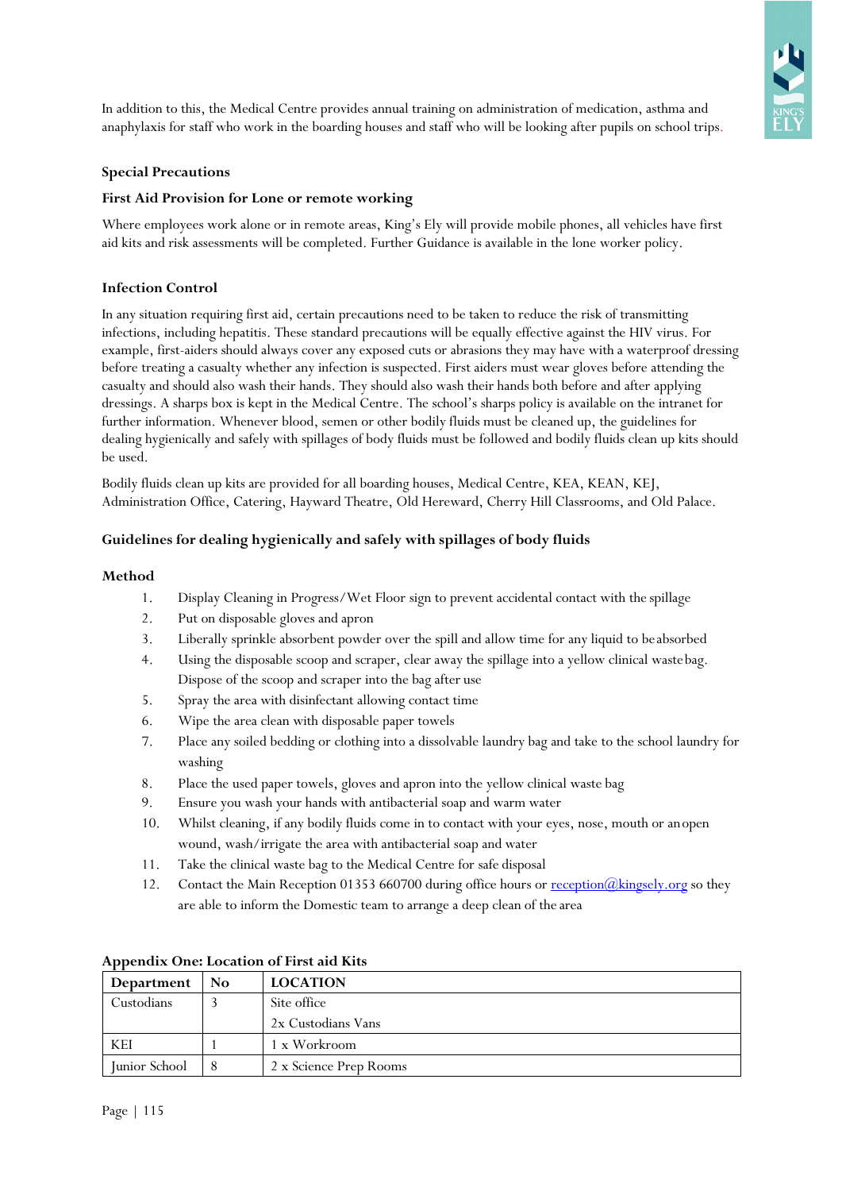In addition to this, the Medical Centre provides annual training on administration of medication, asthma and anaphylaxis for staff who work in the boarding houses and staff who will be looking after pupils on school trips.

**Special Precautions**

**First Aid Provision for Lone or remote working**

Where employees work alone or in remote areas, King's Ely will provide mobile phones, all vehicles have first aid kits and risk assessments will be completed. Further Guidance is available in the lone worker policy.

**Infection Control**

In any situation requiring first aid, certain precautions need to be taken to reduce the risk of transmitting infections, including hepatitis. These standard precautions will be equally effective against the HIV virus. For example, first-aiders should always cover any exposed cuts or abrasions they may have with a waterproof dressing before treating a casualty whether any infection is suspected. First aiders must wear gloves before attending the casualty and should also wash their hands. They should also wash their hands both before and after applying dressings. A sharps box is kept in the Medical Centre. The school's sharps policy is available on the intranet for further information. Whenever blood, semen or other bodily fluids must be cleaned up, the guidelines for dealing hygienically and safely with spillages of body fluids must be followed and bodily fluids clean up kits should be used.

Bodily fluids clean up kits are provided for all boarding houses, Medical Centre, KEA, KEAN, KEJ, Administration Office, Catering, Hayward Theatre, Old Hereward, Cherry Hill Classrooms, and Old Palace.

**Guidelines for dealing hygienically and safely with spillages of body fluids**

**Method**

1. Display Cleaning in Progress/Wet Floor sign to prevent accidental contact with the spillage
2. Put on disposable gloves and apron
3. Liberally sprinkle absorbent powder over the spill and allow time for any liquid to be absorbed
4. Using the disposable scoop and scraper, clear away the spillage into a yellow clinical waste bag. Dispose of the scoop and scraper into the bag after use
5. Spray the area with disinfectant allowing contact time
6. Wipe the area clean with disposable paper towels
7. Place any soiled bedding or clothing into a dissolvable laundry bag and take to the school laundry for washing
8. Place the used paper towels, gloves and apron into the yellow clinical waste bag
9. Ensure you wash your hands with antibacterial soap and warm water
10. Whilst cleaning, if any bodily fluids come in to contact with your eyes, nose, mouth or an open wound, wash/irrigate the area with antibacterial soap and water
11. Take the clinical waste bag to the Medical Centre for safe disposal
12. Contact the Main Reception 01353 660700 during office hours or [reception@kingsely.org](mailto:reception@kingsely.org) so they are able to inform the Domestic team to arrange a deep clean of the area

**Appendix One: Location of First aid Kits**

| Department | No | LOCATION |
|---|---|---|
| Custodians | 3 | Site office |
| | | 2x Custodians Vans |
| KEI | 1 | 1 x Workroom |
| Junior School | 8 | 2 x Science Prep Rooms |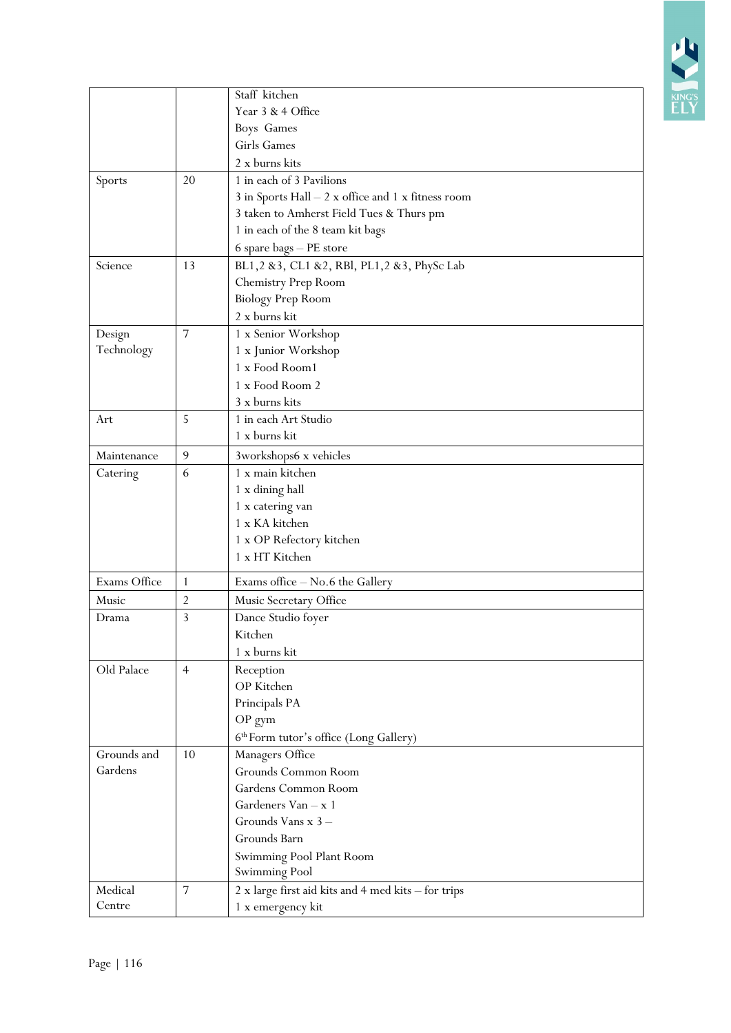| | | |
|---|---|---|
| | | Staff kitchen<br>Year 3 & 4 Office<br>Boys Games<br>Girls Games<br>2 x burns kits |
| Sports | 20 | 1 in each of 3 Pavilions<br>3 in Sports Hall – 2 x office and 1 x fitness room<br>3 taken to Amherst Field Tues & Thurs pm<br>1 in each of the 8 team kit bags<br>6 spare bags – PE store |
| Science | 13 | BL1,2 &3, CL1 &2, RBl, PL1,2 &3, PhySc Lab<br>Chemistry Prep Room<br>Biology Prep Room<br>2 x burns kit |
| Design Technology | 7 | 1 x Senior Workshop<br>1 x Junior Workshop<br>1 x Food Room1<br>1 x Food Room 2<br>3 x burns kits |
| Art | 5 | 1 in each Art Studio<br>1 x burns kit |
| Maintenance | 9 | 3workshops6 x vehicles |
| Catering | 6 | 1 x main kitchen<br>1 x dining hall<br>1 x catering van<br>1 x KA kitchen<br>1 x OP Refectory kitchen<br>1 x HT Kitchen |
| Exams Office | 1 | Exams office – No.6 the Gallery |
| Music | 2 | Music Secretary Office |
| Drama | 3 | Dance Studio foyer<br>Kitchen<br>1 x burns kit |
| Old Palace | 4 | Reception<br>OP Kitchen<br>Principals PA<br>OP gym<br>6th Form tutor's office (Long Gallery) |
| Grounds and Gardens | 10 | Managers Office<br>Grounds Common Room<br>Gardens Common Room<br>Gardeners Van – x 1<br>Grounds Vans x 3 –<br>Grounds Barn<br>Swimming Pool Plant Room<br>Swimming Pool |
| Medical Centre | 7 | 2 x large first aid kits and 4 med kits – for trips<br>1 x emergency kit |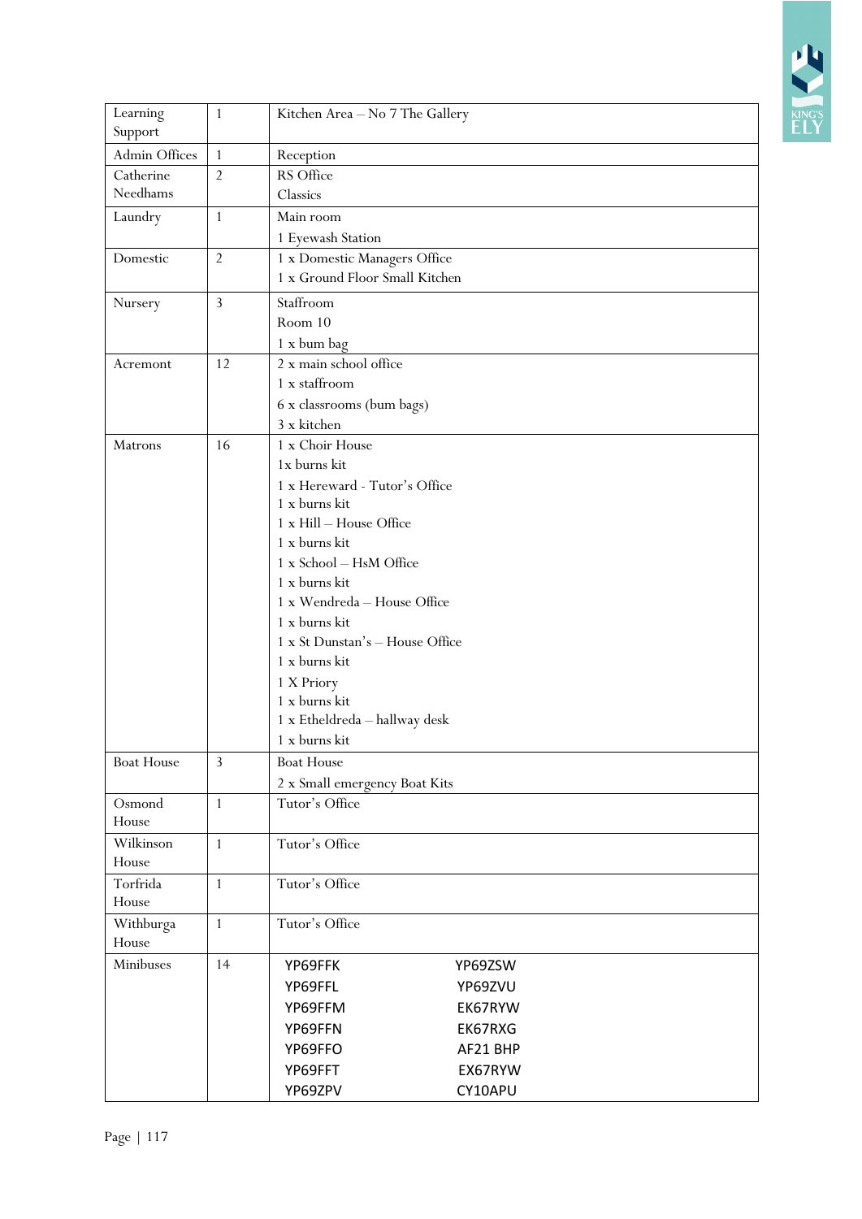| Learning Support | 1 | Kitchen Area – No 7 The Gallery |
|---|---|---|
| Admin Offices | 1 | Reception |
| Catherine Needhams | 2 | RS Office<br>Classics |
| Laundry | 1 | Main room<br>1 Eyewash Station |
| Domestic | 2 | 1 x Domestic Managers Office<br>1 x Ground Floor Small Kitchen |
| Nursery | 3 | Staffroom<br>Room 10<br>1 x bum bag |
| Acremont | 12 | 2 x main school office<br>1 x staffroom<br>6 x classrooms (bum bags)<br>3 x kitchen |
| Matrons | 16 | 1 x Choir House<br>1x burns kit<br>1 x Hereward - Tutor's Office<br>1 x burns kit<br>1 x Hill – House Office<br>1 x burns kit<br>1 x School – HsM Office<br>1 x burns kit<br>1 x Wendreda – House Office<br>1 x burns kit<br>1 x St Dunstan's – House Office<br>1 x burns kit<br>1 X Priory<br>1 x burns kit<br>1 x Etheldreda – hallway desk<br>1 x burns kit |
| Boat House | 3 | Boat House<br>2 x Small emergency Boat Kits |
| Osmond House | 1 | Tutor's Office |
| Wilkinson House | 1 | Tutor's Office |
| Torfrida House | 1 | Tutor's Office |
| Withburga House | 1 | Tutor's Office |
| Minibuses | 14 | YP69FFK YP69ZSW<br>YP69FFL YP69ZVU<br>YP69FFM EK67RYW<br>YP69FFN EK67RXG<br>YP69FFO AF21 BHP<br>YP69FFT EX67RYW<br>YP69ZPV CY10APU |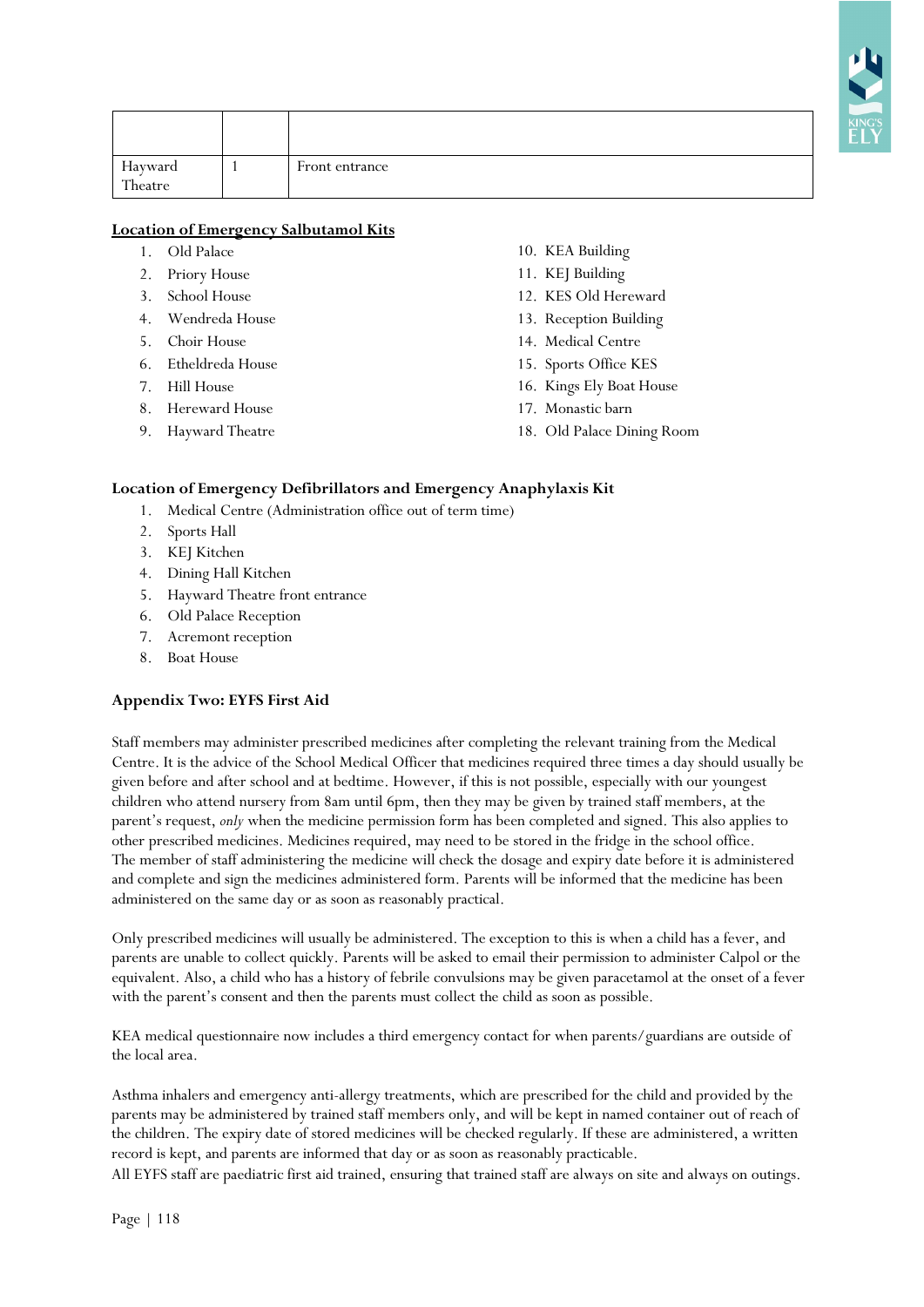| | | |
|---|---|---|
| Hayward Theatre | 1 | Front entrance |

**Location of Emergency Salbutamol Kits**

1. Old Palace
2. Priory House
3. School House
4. Wendreda House
5. Choir House
6. Etheldreda House
7. Hill House
8. Hereward House
9. Hayward Theatre
10. KEA Building
11. KEJ Building
12. KES Old Hereward
13. Reception Building
14. Medical Centre
15. Sports Office KES
16. Kings Ely Boat House
17. Monastic barn
18. Old Palace Dining Room

**Location of Emergency Defibrillators and Emergency Anaphylaxis Kit**

1. Medical Centre (Administration office out of term time)
2. Sports Hall
3. KEJ Kitchen
4. Dining Hall Kitchen
5. Hayward Theatre front entrance
6. Old Palace Reception
7. Acremont reception
8. Boat House

**Appendix Two: EYFS First Aid**

Staff members may administer prescribed medicines after completing the relevant training from the Medical Centre. It is the advice of the School Medical Officer that medicines required three times a day should usually be given before and after school and at bedtime. However, if this is not possible, especially with our youngest children who attend nursery from 8am until 6pm, then they may be given by trained staff members, at the parent's request, *only* when the medicine permission form has been completed and signed. This also applies to other prescribed medicines. Medicines required, may need to be stored in the fridge in the school office. The member of staff administering the medicine will check the dosage and expiry date before it is administered and complete and sign the medicines administered form. Parents will be informed that the medicine has been administered on the same day or as soon as reasonably practical.

Only prescribed medicines will usually be administered. The exception to this is when a child has a fever, and parents are unable to collect quickly. Parents will be asked to email their permission to administer Calpol or the equivalent. Also, a child who has a history of febrile convulsions may be given paracetamol at the onset of a fever with the parent's consent and then the parents must collect the child as soon as possible.

KEA medical questionnaire now includes a third emergency contact for when parents/guardians are outside of the local area.

Asthma inhalers and emergency anti-allergy treatments, which are prescribed for the child and provided by the parents may be administered by trained staff members only, and will be kept in named container out of reach of the children. The expiry date of stored medicines will be checked regularly. If these are administered, a written record is kept, and parents are informed that day or as soon as reasonably practicable.
All EYFS staff are paediatric first aid trained, ensuring that trained staff are always on site and always on outings.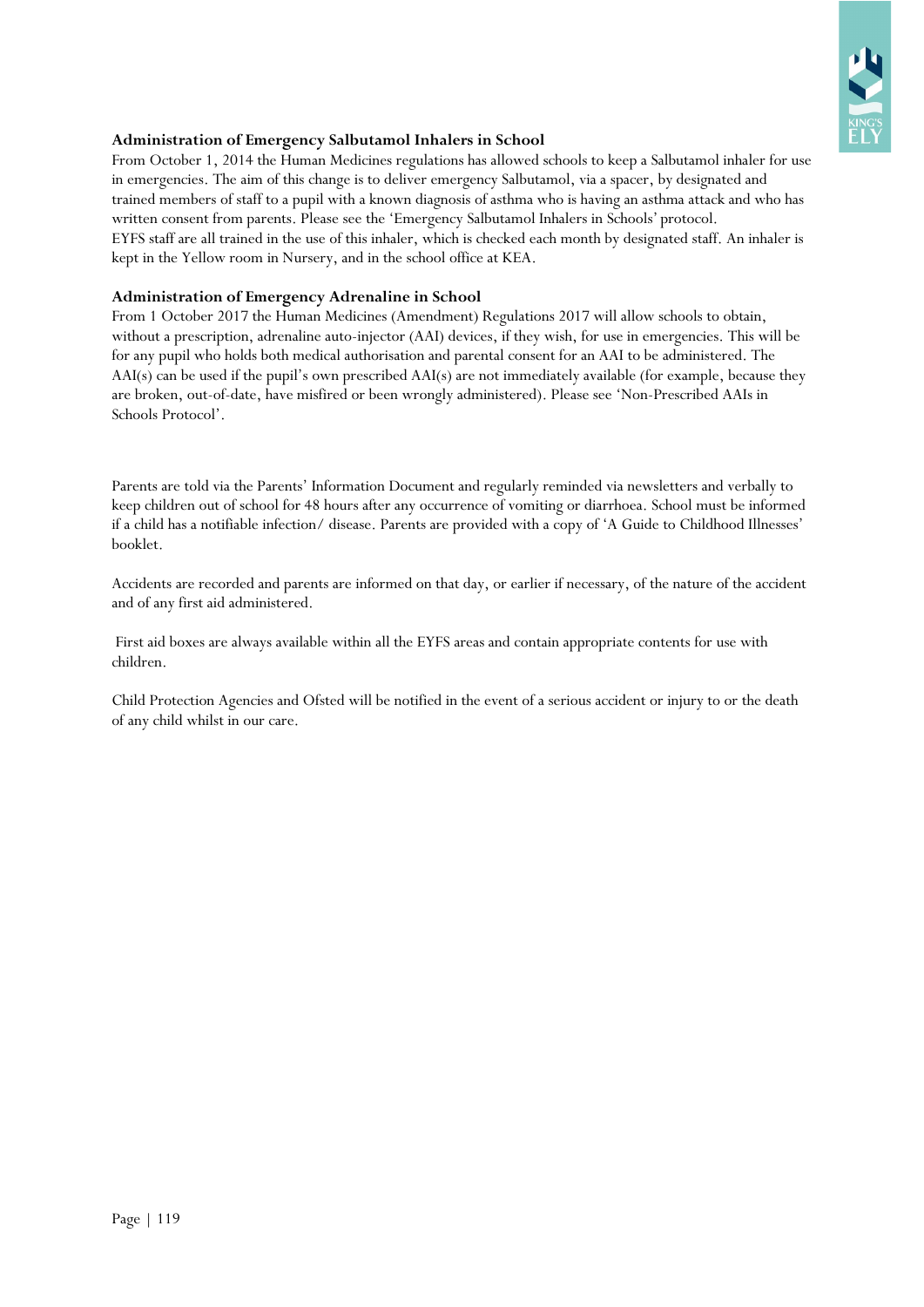### Administration of Emergency Salbutamol Inhalers in School

From October 1, 2014 the Human Medicines regulations has allowed schools to keep a Salbutamol inhaler for use in emergencies. The aim of this change is to deliver emergency Salbutamol, via a spacer, by designated and trained members of staff to a pupil with a known diagnosis of asthma who is having an asthma attack and who has written consent from parents. Please see the 'Emergency Salbutamol Inhalers in Schools' protocol.
EYFS staff are all trained in the use of this inhaler, which is checked each month by designated staff. An inhaler is kept in the Yellow room in Nursery, and in the school office at KEA.

### Administration of Emergency Adrenaline in School

From 1 October 2017 the Human Medicines (Amendment) Regulations 2017 will allow schools to obtain, without a prescription, adrenaline auto-injector (AAI) devices, if they wish, for use in emergencies. This will be for any pupil who holds both medical authorisation and parental consent for an AAI to be administered. The AAI(s) can be used if the pupil's own prescribed AAI(s) are not immediately available (for example, because they are broken, out-of-date, have misfired or been wrongly administered). Please see 'Non-Prescribed AAIs in Schools Protocol'.

Parents are told via the Parents' Information Document and regularly reminded via newsletters and verbally to keep children out of school for 48 hours after any occurrence of vomiting or diarrhoea. School must be informed if a child has a notifiable infection/ disease. Parents are provided with a copy of 'A Guide to Childhood Illnesses' booklet.

Accidents are recorded and parents are informed on that day, or earlier if necessary, of the nature of the accident and of any first aid administered.

First aid boxes are always available within all the EYFS areas and contain appropriate contents for use with children.

Child Protection Agencies and Ofsted will be notified in the event of a serious accident or injury to or the death of any child whilst in our care.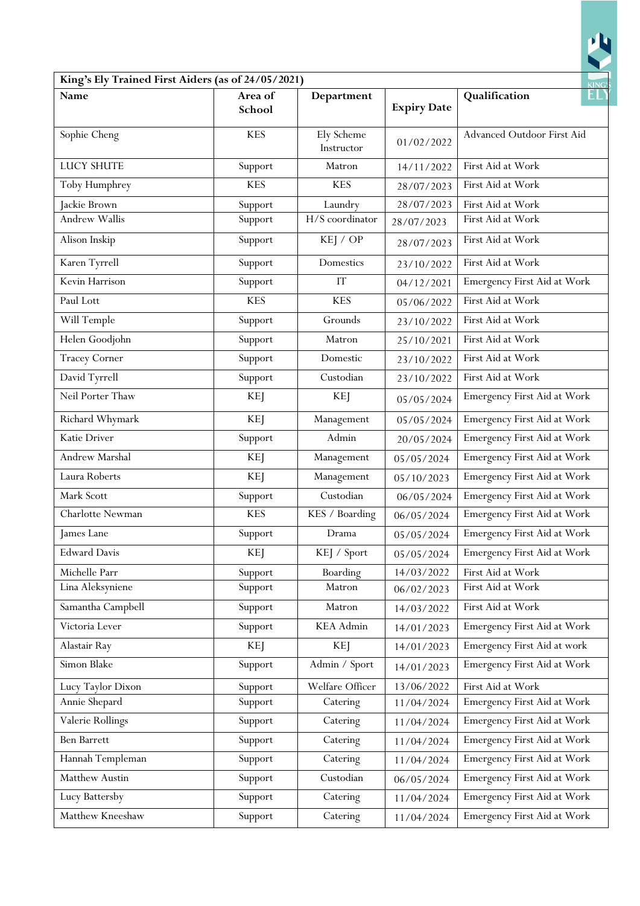| King's Ely Trained First Aiders (as of 24/05/2021) | | | | |
|---|---|---|---|---|
| **Name** | **Area of School** | **Department** | **Expiry Date** | **Qualification** |
| Sophie Cheng | KES | Ely Scheme Instructor | 01/02/2022 | Advanced Outdoor First Aid |
| LUCY SHUTE | Support | Matron | 14/11/2022 | First Aid at Work |
| Toby Humphrey | KES | KES | 28/07/2023 | First Aid at Work |
| Jackie Brown | Support | Laundry | 28/07/2023 | First Aid at Work |
| Andrew Wallis | Support | H/S coordinator | 28/07/2023 | First Aid at Work |
| Alison Inskip | Support | KEJ / OP | 28/07/2023 | First Aid at Work |
| Karen Tyrrell | Support | Domestics | 23/10/2022 | First Aid at Work |
| Kevin Harrison | Support | IT | 04/12/2021 | Emergency First Aid at Work |
| Paul Lott | KES | KES | 05/06/2022 | First Aid at Work |
| Will Temple | Support | Grounds | 23/10/2022 | First Aid at Work |
| Helen Goodjohn | Support | Matron | 25/10/2021 | First Aid at Work |
| Tracey Corner | Support | Domestic | 23/10/2022 | First Aid at Work |
| David Tyrrell | Support | Custodian | 23/10/2022 | First Aid at Work |
| Neil Porter Thaw | KEJ | KEJ | 05/05/2024 | Emergency First Aid at Work |
| Richard Whymark | KEJ | Management | 05/05/2024 | Emergency First Aid at Work |
| Katie Driver | Support | Admin | 20/05/2024 | Emergency First Aid at Work |
| Andrew Marshal | KEJ | Management | 05/05/2024 | Emergency First Aid at Work |
| Laura Roberts | KEJ | Management | 05/10/2023 | Emergency First Aid at Work |
| Mark Scott | Support | Custodian | 06/05/2024 | Emergency First Aid at Work |
| Charlotte Newman | KES | KES / Boarding | 06/05/2024 | Emergency First Aid at Work |
| James Lane | Support | Drama | 05/05/2024 | Emergency First Aid at Work |
| Edward Davis | KEJ | KEJ / Sport | 05/05/2024 | Emergency First Aid at Work |
| Michelle Parr | Support | Boarding | 14/03/2022 | First Aid at Work |
| Lina Aleksyniene | Support | Matron | 06/02/2023 | First Aid at Work |
| Samantha Campbell | Support | Matron | 14/03/2022 | First Aid at Work |
| Victoria Lever | Support | KEA Admin | 14/01/2023 | Emergency First Aid at Work |
| Alastair Ray | KEJ | KEJ | 14/01/2023 | Emergency First Aid at work |
| Simon Blake | Support | Admin / Sport | 14/01/2023 | Emergency First Aid at Work |
| Lucy Taylor Dixon | Support | Welfare Officer | 13/06/2022 | First Aid at Work |
| Annie Shepard | Support | Catering | 11/04/2024 | Emergency First Aid at Work |
| Valerie Rollings | Support | Catering | 11/04/2024 | Emergency First Aid at Work |
| Ben Barrett | Support | Catering | 11/04/2024 | Emergency First Aid at Work |
| Hannah Templeman | Support | Catering | 11/04/2024 | Emergency First Aid at Work |
| Matthew Austin | Support | Custodian | 06/05/2024 | Emergency First Aid at Work |
| Lucy Battersby | Support | Catering | 11/04/2024 | Emergency First Aid at Work |
| Matthew Kneeshaw | Support | Catering | 11/04/2024 | Emergency First Aid at Work |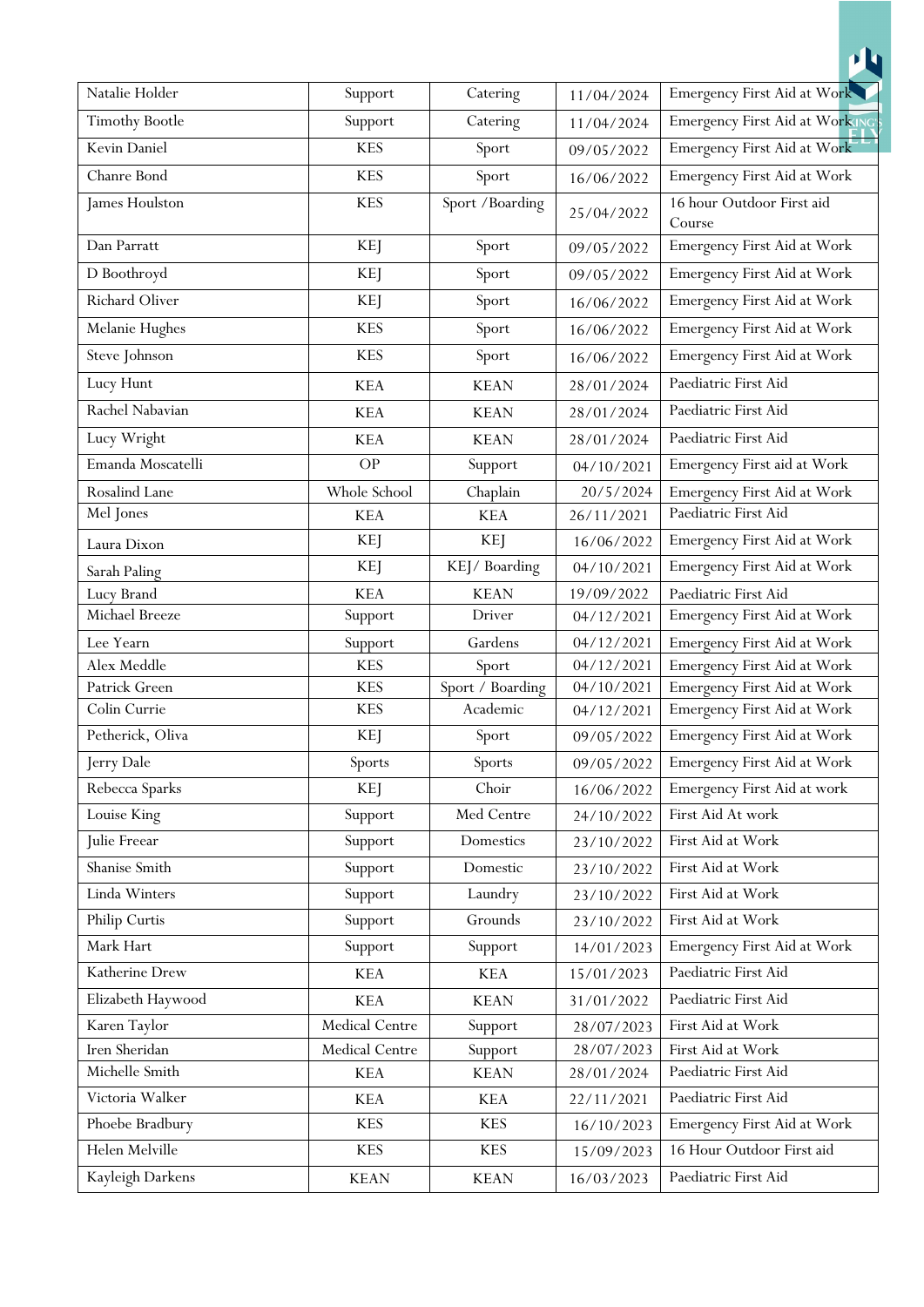| Natalie Holder | Support | Catering | 11/04/2024 | Emergency First Aid at Work |
|---|---|---|---|---|
| Timothy Bootle | Support | Catering | 11/04/2024 | Emergency First Aid at Work |
| Kevin Daniel | KES | Sport | 09/05/2022 | Emergency First Aid at Work |
| Chanre Bond | KES | Sport | 16/06/2022 | Emergency First Aid at Work |
| James Houlston | KES | Sport /Boarding | 25/04/2022 | 16 hour Outdoor First aid Course |
| Dan Parratt | KEJ | Sport | 09/05/2022 | Emergency First Aid at Work |
| D Boothroyd | KEJ | Sport | 09/05/2022 | Emergency First Aid at Work |
| Richard Oliver | KEJ | Sport | 16/06/2022 | Emergency First Aid at Work |
| Melanie Hughes | KES | Sport | 16/06/2022 | Emergency First Aid at Work |
| Steve Johnson | KES | Sport | 16/06/2022 | Emergency First Aid at Work |
| Lucy Hunt | KEA | KEAN | 28/01/2024 | Paediatric First Aid |
| Rachel Nabavian | KEA | KEAN | 28/01/2024 | Paediatric First Aid |
| Lucy Wright | KEA | KEAN | 28/01/2024 | Paediatric First Aid |
| Emanda Moscatelli | OP | Support | 04/10/2021 | Emergency First aid at Work |
| Rosalind Lane | Whole School | Chaplain | 20/5/2024 | Emergency First Aid at Work |
| Mel Jones | KEA | KEA | 26/11/2021 | Paediatric First Aid |
| Laura Dixon | KEJ | KEJ | 16/06/2022 | Emergency First Aid at Work |
| Sarah Paling | KEJ | KEJ/ Boarding | 04/10/2021 | Emergency First Aid at Work |
| Lucy Brand | KEA | KEAN | 19/09/2022 | Paediatric First Aid |
| Michael Breeze | Support | Driver | 04/12/2021 | Emergency First Aid at Work |
| Lee Yearn | Support | Gardens | 04/12/2021 | Emergency First Aid at Work |
| Alex Meddle | KES | Sport | 04/12/2021 | Emergency First Aid at Work |
| Patrick Green | KES | Sport / Boarding | 04/10/2021 | Emergency First Aid at Work |
| Colin Currie | KES | Academic | 04/12/2021 | Emergency First Aid at Work |
| Petherick, Oliva | KEJ | Sport | 09/05/2022 | Emergency First Aid at Work |
| Jerry Dale | Sports | Sports | 09/05/2022 | Emergency First Aid at Work |
| Rebecca Sparks | KEJ | Choir | 16/06/2022 | Emergency First Aid at work |
| Louise King | Support | Med Centre | 24/10/2022 | First Aid At work |
| Julie Freear | Support | Domestics | 23/10/2022 | First Aid at Work |
| Shanise Smith | Support | Domestic | 23/10/2022 | First Aid at Work |
| Linda Winters | Support | Laundry | 23/10/2022 | First Aid at Work |
| Philip Curtis | Support | Grounds | 23/10/2022 | First Aid at Work |
| Mark Hart | Support | Support | 14/01/2023 | Emergency First Aid at Work |
| Katherine Drew | KEA | KEA | 15/01/2023 | Paediatric First Aid |
| Elizabeth Haywood | KEA | KEAN | 31/01/2022 | Paediatric First Aid |
| Karen Taylor | Medical Centre | Support | 28/07/2023 | First Aid at Work |
| Iren Sheridan | Medical Centre | Support | 28/07/2023 | First Aid at Work |
| Michelle Smith | KEA | KEAN | 28/01/2024 | Paediatric First Aid |
| Victoria Walker | KEA | KEA | 22/11/2021 | Paediatric First Aid |
| Phoebe Bradbury | KES | KES | 16/10/2023 | Emergency First Aid at Work |
| Helen Melville | KES | KES | 15/09/2023 | 16 Hour Outdoor First aid |
| Kayleigh Darkens | KEAN | KEAN | 16/03/2023 | Paediatric First Aid |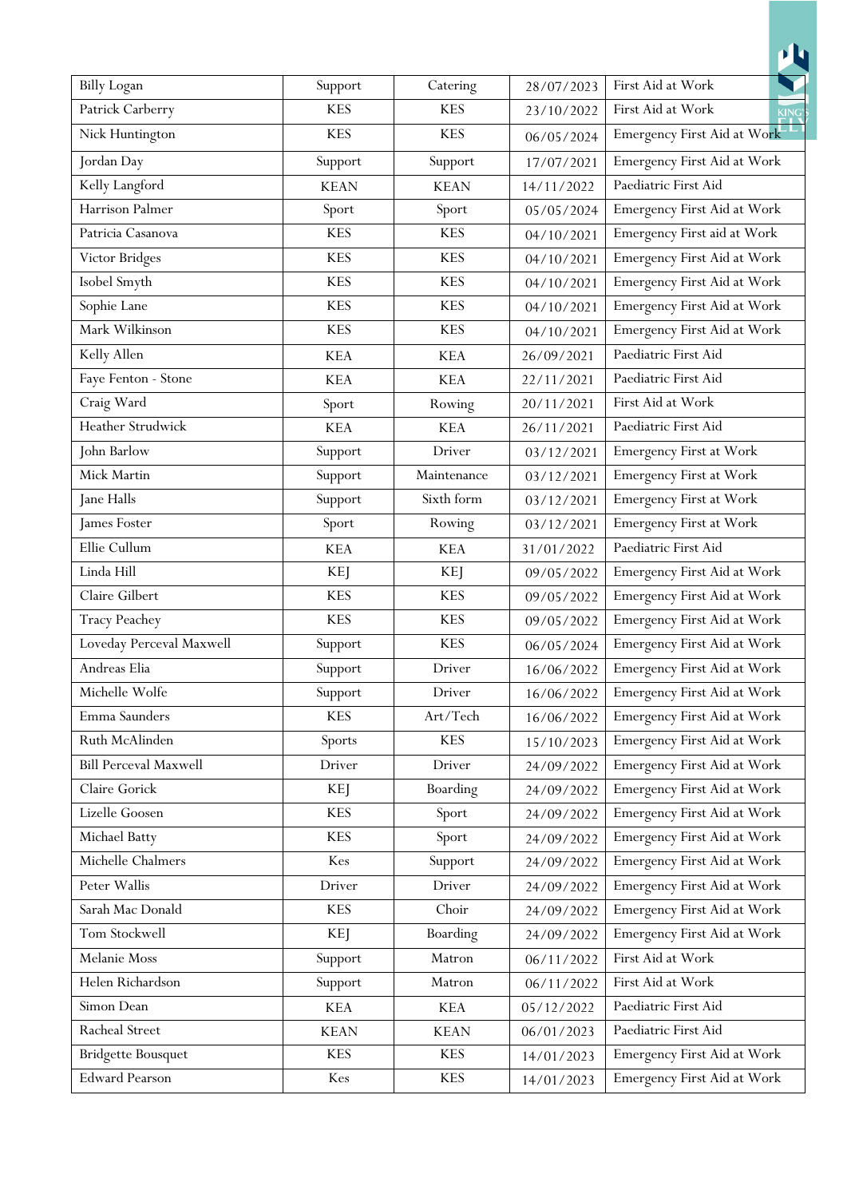| Billy Logan | Support | Catering | 28/07/2023 | First Aid at Work |
|---|---|---|---|---|
| Patrick Carberry | KES | KES | 23/10/2022 | First Aid at Work |
| Nick Huntington | KES | KES | 06/05/2024 | Emergency First Aid at Work |
| Jordan Day | Support | Support | 17/07/2021 | Emergency First Aid at Work |
| Kelly Langford | KEAN | KEAN | 14/11/2022 | Paediatric First Aid |
| Harrison Palmer | Sport | Sport | 05/05/2024 | Emergency First Aid at Work |
| Patricia Casanova | KES | KES | 04/10/2021 | Emergency First aid at Work |
| Victor Bridges | KES | KES | 04/10/2021 | Emergency First Aid at Work |
| Isobel Smyth | KES | KES | 04/10/2021 | Emergency First Aid at Work |
| Sophie Lane | KES | KES | 04/10/2021 | Emergency First Aid at Work |
| Mark Wilkinson | KES | KES | 04/10/2021 | Emergency First Aid at Work |
| Kelly Allen | KEA | KEA | 26/09/2021 | Paediatric First Aid |
| Faye Fenton - Stone | KEA | KEA | 22/11/2021 | Paediatric First Aid |
| Craig Ward | Sport | Rowing | 20/11/2021 | First Aid at Work |
| Heather Strudwick | KEA | KEA | 26/11/2021 | Paediatric First Aid |
| John Barlow | Support | Driver | 03/12/2021 | Emergency First at Work |
| Mick Martin | Support | Maintenance | 03/12/2021 | Emergency First at Work |
| Jane Halls | Support | Sixth form | 03/12/2021 | Emergency First at Work |
| James Foster | Sport | Rowing | 03/12/2021 | Emergency First at Work |
| Ellie Cullum | KEA | KEA | 31/01/2022 | Paediatric First Aid |
| Linda Hill | KEJ | KEJ | 09/05/2022 | Emergency First Aid at Work |
| Claire Gilbert | KES | KES | 09/05/2022 | Emergency First Aid at Work |
| Tracy Peachey | KES | KES | 09/05/2022 | Emergency First Aid at Work |
| Loveday Perceval Maxwell | Support | KES | 06/05/2024 | Emergency First Aid at Work |
| Andreas Elia | Support | Driver | 16/06/2022 | Emergency First Aid at Work |
| Michelle Wolfe | Support | Driver | 16/06/2022 | Emergency First Aid at Work |
| Emma Saunders | KES | Art/Tech | 16/06/2022 | Emergency First Aid at Work |
| Ruth McAlinden | Sports | KES | 15/10/2023 | Emergency First Aid at Work |
| Bill Perceval Maxwell | Driver | Driver | 24/09/2022 | Emergency First Aid at Work |
| Claire Gorick | KEJ | Boarding | 24/09/2022 | Emergency First Aid at Work |
| Lizelle Goosen | KES | Sport | 24/09/2022 | Emergency First Aid at Work |
| Michael Batty | KES | Sport | 24/09/2022 | Emergency First Aid at Work |
| Michelle Chalmers | Kes | Support | 24/09/2022 | Emergency First Aid at Work |
| Peter Wallis | Driver | Driver | 24/09/2022 | Emergency First Aid at Work |
| Sarah Mac Donald | KES | Choir | 24/09/2022 | Emergency First Aid at Work |
| Tom Stockwell | KEJ | Boarding | 24/09/2022 | Emergency First Aid at Work |
| Melanie Moss | Support | Matron | 06/11/2022 | First Aid at Work |
| Helen Richardson | Support | Matron | 06/11/2022 | First Aid at Work |
| Simon Dean | KEA | KEA | 05/12/2022 | Paediatric First Aid |
| Racheal Street | KEAN | KEAN | 06/01/2023 | Paediatric First Aid |
| Bridgette Bousquet | KES | KES | 14/01/2023 | Emergency First Aid at Work |
| Edward Pearson | Kes | KES | 14/01/2023 | Emergency First Aid at Work |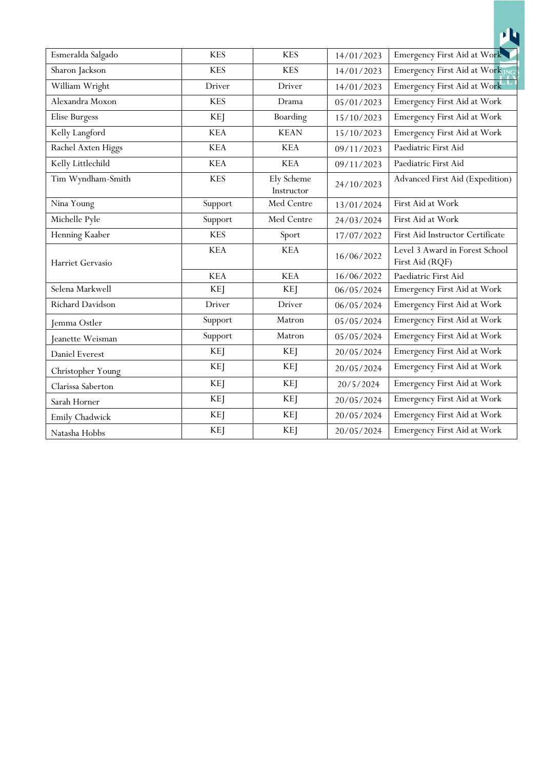| Esmeralda Salgado | KES | KES | 14/01/2023 | Emergency First Aid at Work |
|---|---|---|---|---|
| Sharon Jackson | KES | KES | 14/01/2023 | Emergency First Aid at Work |
| William Wright | Driver | Driver | 14/01/2023 | Emergency First Aid at Work |
| Alexandra Moxon | KES | Drama | 05/01/2023 | Emergency First Aid at Work |
| Elise Burgess | KEJ | Boarding | 15/10/2023 | Emergency First Aid at Work |
| Kelly Langford | KEA | KEAN | 15/10/2023 | Emergency First Aid at Work |
| Rachel Axten Higgs | KEA | KEA | 09/11/2023 | Paediatric First Aid |
| Kelly Littlechild | KEA | KEA | 09/11/2023 | Paediatric First Aid |
| Tim Wyndham-Smith | KES | Ely Scheme Instructor | 24/10/2023 | Advanced First Aid (Expedition) |
| Nina Young | Support | Med Centre | 13/01/2024 | First Aid at Work |
| Michelle Pyle | Support | Med Centre | 24/03/2024 | First Aid at Work |
| Henning Kaaber | KES | Sport | 17/07/2022 | First Aid Instructor Certificate |
| Harriet Gervasio | KEA | KEA | 16/06/2022 | Level 3 Award in Forest School First Aid (RQF) |
| | KEA | KEA | 16/06/2022 | Paediatric First Aid |
| Selena Markwell | KEJ | KEJ | 06/05/2024 | Emergency First Aid at Work |
| Richard Davidson | Driver | Driver | 06/05/2024 | Emergency First Aid at Work |
| Jemma Ostler | Support | Matron | 05/05/2024 | Emergency First Aid at Work |
| Jeanette Weisman | Support | Matron | 05/05/2024 | Emergency First Aid at Work |
| Daniel Everest | KEJ | KEJ | 20/05/2024 | Emergency First Aid at Work |
| Christopher Young | KEJ | KEJ | 20/05/2024 | Emergency First Aid at Work |
| Clarissa Saberton | KEJ | KEJ | 20/5/2024 | Emergency First Aid at Work |
| Sarah Horner | KEJ | KEJ | 20/05/2024 | Emergency First Aid at Work |
| Emily Chadwick | KEJ | KEJ | 20/05/2024 | Emergency First Aid at Work |
| Natasha Hobbs | KEJ | KEJ | 20/05/2024 | Emergency First Aid at Work |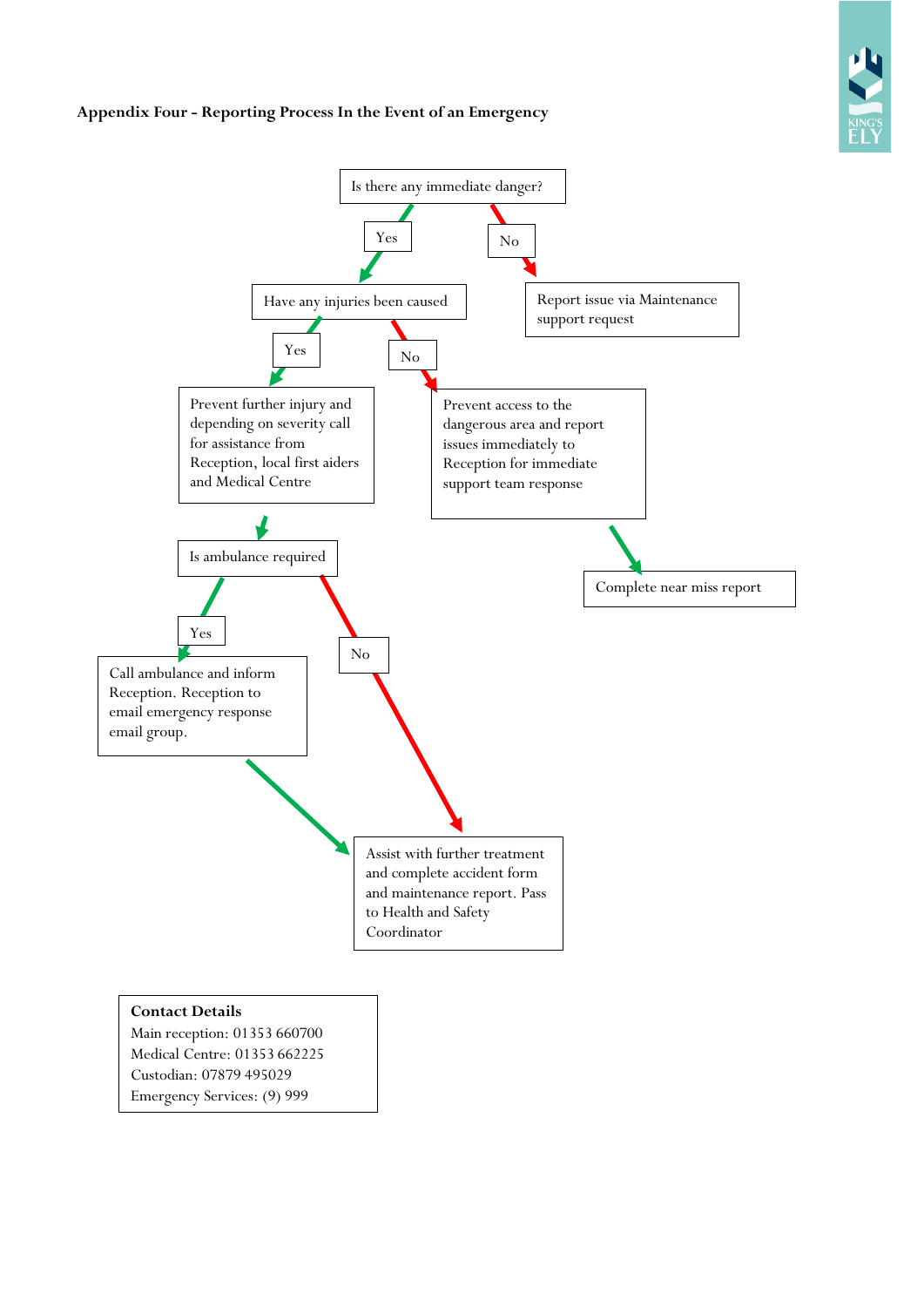**Appendix Four - Reporting Process In the Event of an Emergency**

Is there any immediate danger?

- **Yes** → Have any injuries been caused
  - **Yes** → Prevent further injury and depending on severity call for assistance from Reception, local first aiders and Medical Centre
    - → Is ambulance required
      - **Yes** → Call ambulance and inform Reception. Reception to email emergency response email group.
        - → Assist with further treatment and complete accident form and maintenance report. Pass to Health and Safety Coordinator
      - **No** → Assist with further treatment and complete accident form and maintenance report. Pass to Health and Safety Coordinator
  - **No** → Prevent access to the dangerous area and report issues immediately to Reception for immediate support team response
    - → Complete near miss report
- **No** → Report issue via Maintenance support request

**Contact Details**
Main reception: 01353 660700
Medical Centre: 01353 662225
Custodian: 07879 495029
Emergency Services: (9) 999